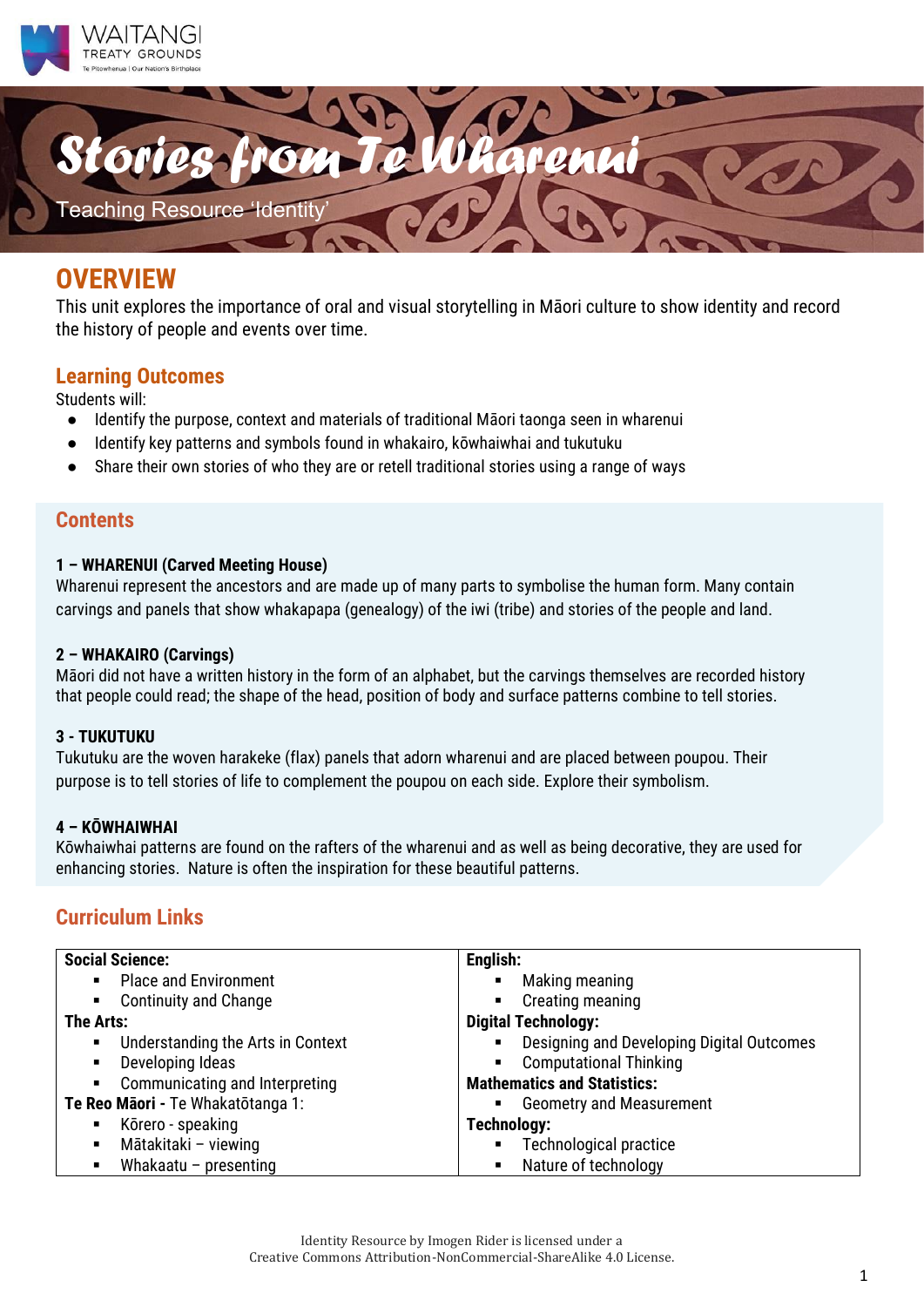WAITANGI TREATY GROUNDS
Te Pitowhenua | Our Nation's Birthplace

# Stories from Te Wharenui

Teaching Resource 'Identity'

## OVERVIEW

This unit explores the importance of oral and visual storytelling in Māori culture to show identity and record the history of people and events over time.

### Learning Outcomes

Students will:

- Identify the purpose, context and materials of traditional Māori taonga seen in wharenui
- Identify key patterns and symbols found in whakairo, kōwhaiwhai and tukutuku
- Share their own stories of who they are or retell traditional stories using a range of ways

### Contents

**1 – WHARENUI (Carved Meeting House)**
Wharenui represent the ancestors and are made up of many parts to symbolise the human form. Many contain carvings and panels that show whakapapa (genealogy) of the iwi (tribe) and stories of the people and land.

**2 – WHAKAIRO (Carvings)**
Māori did not have a written history in the form of an alphabet, but the carvings themselves are recorded history that people could read; the shape of the head, position of body and surface patterns combine to tell stories.

**3 - TUKUTUKU**
Tukutuku are the woven harakeke (flax) panels that adorn wharenui and are placed between poupou. Their purpose is to tell stories of life to complement the poupou on each side. Explore their symbolism.

**4 – KŌWHAIWHAI**
Kōwhaiwhai patterns are found on the rafters of the wharenui and as well as being decorative, they are used for enhancing stories. Nature is often the inspiration for these beautiful patterns.

### Curriculum Links

| | |
|---|---|
| **Social Science:** | **English:** |
| ▪ Place and Environment | ▪ Making meaning |
| ▪ Continuity and Change | ▪ Creating meaning |
| **The Arts:** | **Digital Technology:** |
| ▪ Understanding the Arts in Context | ▪ Designing and Developing Digital Outcomes |
| ▪ Developing Ideas | ▪ Computational Thinking |
| ▪ Communicating and Interpreting | **Mathematics and Statistics:** |
| **Te Reo Māori -** Te Whakatōtanga 1: | ▪ Geometry and Measurement |
| ▪ Kōrero - speaking | **Technology:** |
| ▪ Mātakitaki – viewing | ▪ Technological practice |
| ▪ Whakaatu – presenting | ▪ Nature of technology |

Identity Resource by Imogen Rider is licensed under a Creative Commons Attribution-NonCommercial-ShareAlike 4.0 License.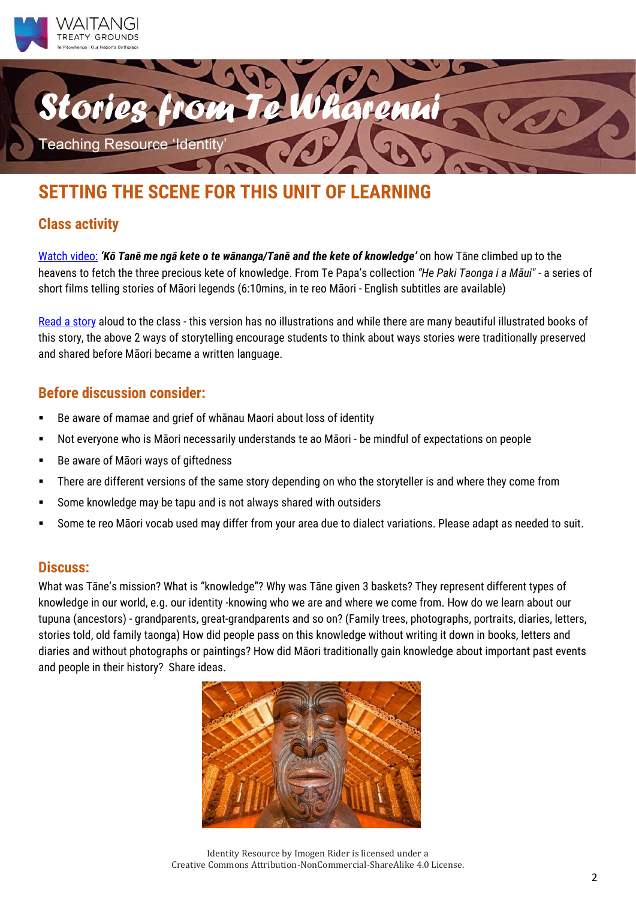# Stories from Te Wharenui

Teaching Resource 'Identity'

## SETTING THE SCENE FOR THIS UNIT OF LEARNING

### Class activity

Watch video: ***'Kō Tanē me ngā kete o te wānanga/Tanē and the kete of knowledge'*** on how Tāne climbed up to the heavens to fetch the three precious kete of knowledge. From Te Papa's collection *"He Paki Taonga i a Māui"* - a series of short films telling stories of Māori legends (6:10mins, in te reo Māori - English subtitles are available)

Read a story aloud to the class - this version has no illustrations and while there are many beautiful illustrated books of this story, the above 2 ways of storytelling encourage students to think about ways stories were traditionally preserved and shared before Māori became a written language.

### Before discussion consider:

- Be aware of mamae and grief of whānau Maori about loss of identity
- Not everyone who is Māori necessarily understands te ao Māori - be mindful of expectations on people
- Be aware of Māori ways of giftedness
- There are different versions of the same story depending on who the storyteller is and where they come from
- Some knowledge may be tapu and is not always shared with outsiders
- Some te reo Māori vocab used may differ from your area due to dialect variations. Please adapt as needed to suit.

### Discuss:

What was Tāne's mission? What is "knowledge"? Why was Tāne given 3 baskets? They represent different types of knowledge in our world, e.g. our identity -knowing who we are and where we come from. How do we learn about our tupuna (ancestors) - grandparents, great-grandparents and so on? (Family trees, photographs, portraits, diaries, letters, stories told, old family taonga) How did people pass on this knowledge without writing it down in books, letters and diaries and without photographs or paintings? How did Māori traditionally gain knowledge about important past events and people in their history? Share ideas.

Identity Resource by Imogen Rider is licensed under a Creative Commons Attribution-NonCommercial-ShareAlike 4.0 License.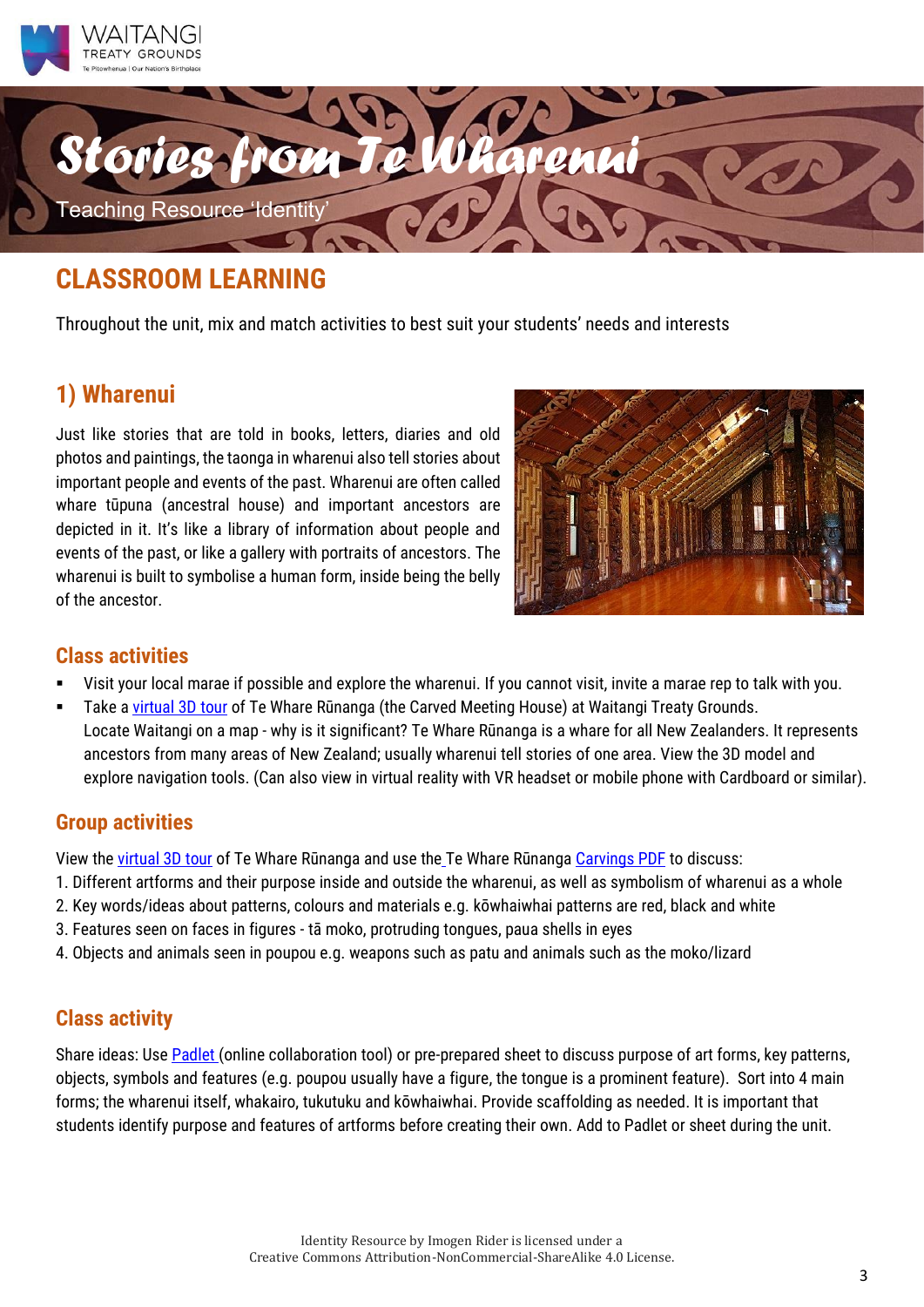# Stories from Te Wharenui

Teaching Resource 'Identity'

## CLASSROOM LEARNING

Throughout the unit, mix and match activities to best suit your students' needs and interests

## 1) Wharenui

Just like stories that are told in books, letters, diaries and old photos and paintings, the taonga in wharenui also tell stories about important people and events of the past. Wharenui are often called whare tūpuna (ancestral house) and important ancestors are depicted in it. It's like a library of information about people and events of the past, or like a gallery with portraits of ancestors. The wharenui is built to symbolise a human form, inside being the belly of the ancestor.

### Class activities

- Visit your local marae if possible and explore the wharenui. If you cannot visit, invite a marae rep to talk with you.
- Take a virtual 3D tour of Te Whare Rūnanga (the Carved Meeting House) at Waitangi Treaty Grounds. Locate Waitangi on a map - why is it significant? Te Whare Rūnanga is a whare for all New Zealanders. It represents ancestors from many areas of New Zealand; usually wharenui tell stories of one area. View the 3D model and explore navigation tools. (Can also view in virtual reality with VR headset or mobile phone with Cardboard or similar).

### Group activities

View the virtual 3D tour of Te Whare Rūnanga and use the Te Whare Rūnanga Carvings PDF to discuss:

1. Different artforms and their purpose inside and outside the wharenui, as well as symbolism of wharenui as a whole
2. Key words/ideas about patterns, colours and materials e.g. kōwhaiwhai patterns are red, black and white
3. Features seen on faces in figures - tā moko, protruding tongues, paua shells in eyes
4. Objects and animals seen in poupou e.g. weapons such as patu and animals such as the moko/lizard

### Class activity

Share ideas: Use Padlet (online collaboration tool) or pre-prepared sheet to discuss purpose of art forms, key patterns, objects, symbols and features (e.g. poupou usually have a figure, the tongue is a prominent feature). Sort into 4 main forms; the wharenui itself, whakairo, tukutuku and kōwhaiwhai. Provide scaffolding as needed. It is important that students identify purpose and features of artforms before creating their own. Add to Padlet or sheet during the unit.

Identity Resource by Imogen Rider is licensed under a Creative Commons Attribution-NonCommercial-ShareAlike 4.0 License.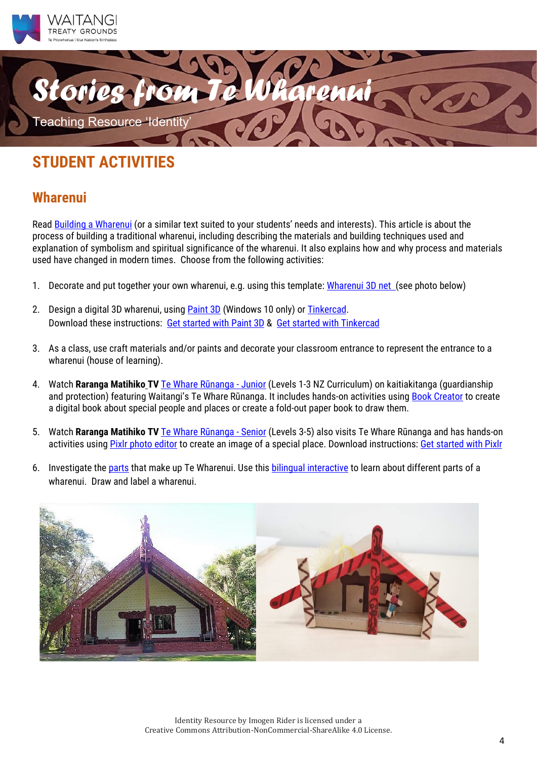# Stories from Te Wharenui

Teaching Resource 'Identity'

## STUDENT ACTIVITIES

### Wharenui

Read Building a Wharenui (or a similar text suited to your students' needs and interests). This article is about the process of building a traditional wharenui, including describing the materials and building techniques used and explanation of symbolism and spiritual significance of the wharenui. It also explains how and why process and materials used have changed in modern times. Choose from the following activities:

1. Decorate and put together your own wharenui, e.g. using this template: Wharenui 3D net (see photo below)
2. Design a digital 3D wharenui, using Paint 3D (Windows 10 only) or Tinkercad.
   Download these instructions: Get started with Paint 3D & Get started with Tinkercad
3. As a class, use craft materials and/or paints and decorate your classroom entrance to represent the entrance to a wharenui (house of learning).
4. Watch **Raranga Matihiko TV** Te Whare Rūnanga - Junior (Levels 1-3 NZ Curriculum) on kaitiakitanga (guardianship and protection) featuring Waitangi's Te Whare Rūnanga. It includes hands-on activities using Book Creator to create a digital book about special people and places or create a fold-out paper book to draw them.
5. Watch **Raranga Matihiko TV** Te Whare Rūnanga - Senior (Levels 3-5) also visits Te Whare Rūnanga and has hands-on activities using Pixlr photo editor to create an image of a special place. Download instructions: Get started with Pixlr
6. Investigate the parts that make up Te Wharenui. Use this bilingual interactive to learn about different parts of a wharenui. Draw and label a wharenui.

Identity Resource by Imogen Rider is licensed under a Creative Commons Attribution-NonCommercial-ShareAlike 4.0 License.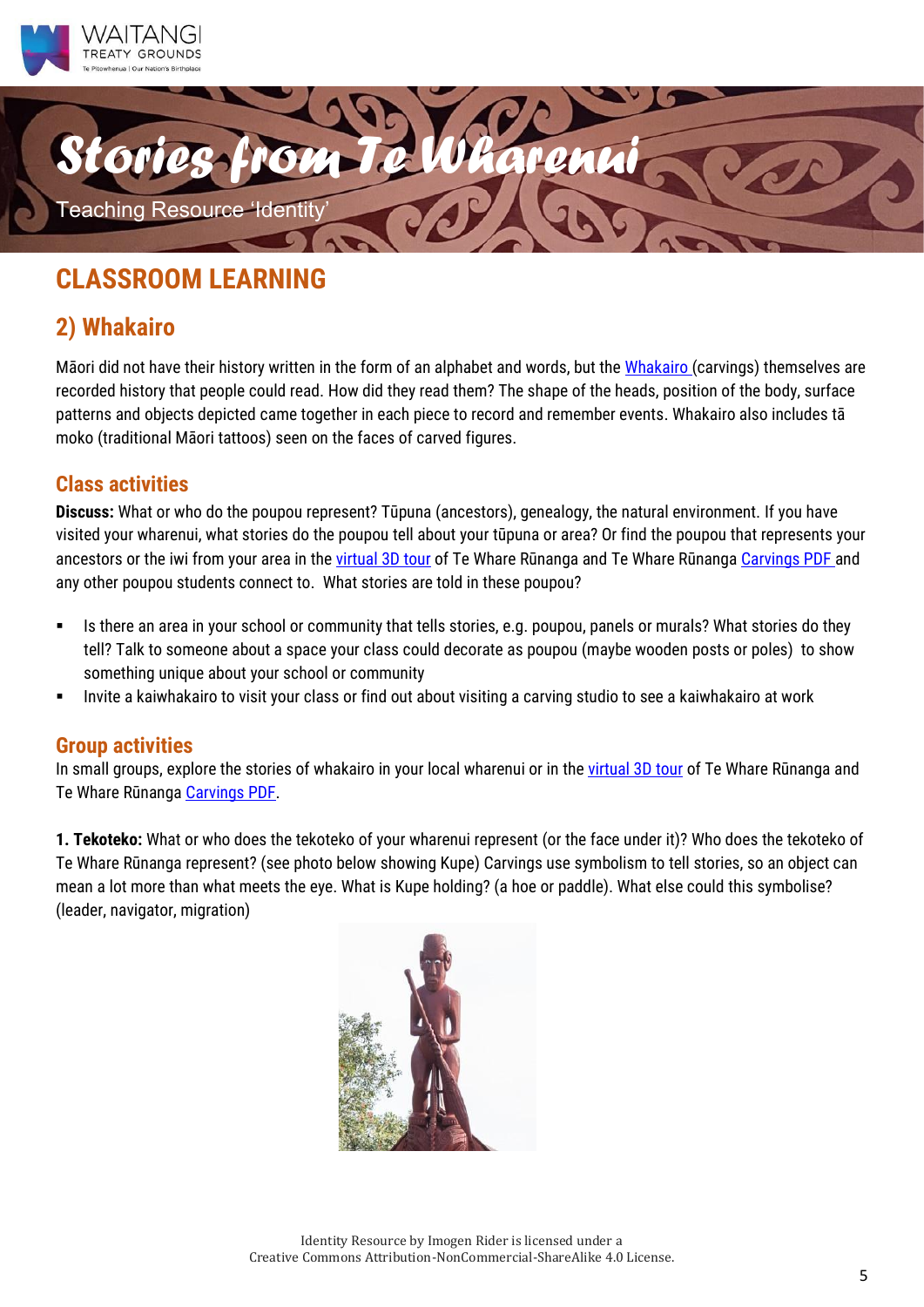# CLASSROOM LEARNING

## 2) Whakairo

Māori did not have their history written in the form of an alphabet and words, but the Whakairo (carvings) themselves are recorded history that people could read. How did they read them? The shape of the heads, position of the body, surface patterns and objects depicted came together in each piece to record and remember events. Whakairo also includes tā moko (traditional Māori tattoos) seen on the faces of carved figures.

### Class activities

**Discuss:** What or who do the poupou represent? Tūpuna (ancestors), genealogy, the natural environment. If you have visited your wharenui, what stories do the poupou tell about your tūpuna or area? Or find the poupou that represents your ancestors or the iwi from your area in the virtual 3D tour of Te Whare Rūnanga and Te Whare Rūnanga Carvings PDF and any other poupou students connect to. What stories are told in these poupou?

- Is there an area in your school or community that tells stories, e.g. poupou, panels or murals? What stories do they tell? Talk to someone about a space your class could decorate as poupou (maybe wooden posts or poles) to show something unique about your school or community
- Invite a kaiwhakairo to visit your class or find out about visiting a carving studio to see a kaiwhakairo at work

### Group activities

In small groups, explore the stories of whakairo in your local wharenui or in the virtual 3D tour of Te Whare Rūnanga and Te Whare Rūnanga Carvings PDF.

**1. Tekoteko:** What or who does the tekoteko of your wharenui represent (or the face under it)? Who does the tekoteko of Te Whare Rūnanga represent? (see photo below showing Kupe) Carvings use symbolism to tell stories, so an object can mean a lot more than what meets the eye. What is Kupe holding? (a hoe or paddle). What else could this symbolise? (leader, navigator, migration)

Identity Resource by Imogen Rider is licensed under a Creative Commons Attribution-NonCommercial-ShareAlike 4.0 License.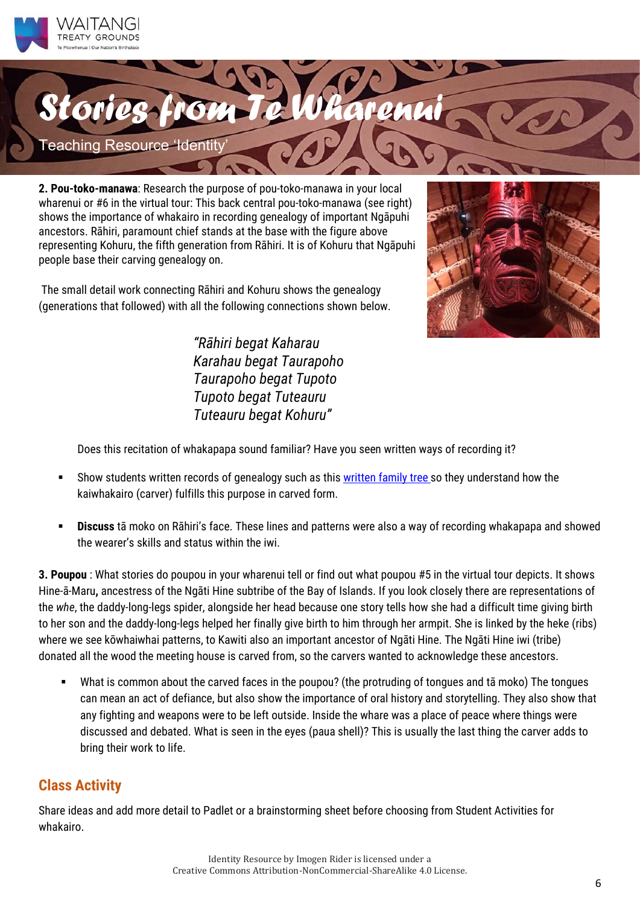# Stories from Te Wharenui

Teaching Resource 'Identity'

**2. Pou-toko-manawa**: Research the purpose of pou-toko-manawa in your local wharenui or #6 in the virtual tour: This back central pou-toko-manawa (see right) shows the importance of whakairo in recording genealogy of important Ngāpuhi ancestors. Rāhiri, paramount chief stands at the base with the figure above representing Kohuru, the fifth generation from Rāhiri. It is of Kohuru that Ngāpuhi people base their carving genealogy on.

The small detail work connecting Rāhiri and Kohuru shows the genealogy (generations that followed) with all the following connections shown below.

*"Rāhiri begat Kaharau*
*Karahau begat Taurapoho*
*Taurapoho begat Tupoto*
*Tupoto begat Tuteauru*
*Tuteauru begat Kohuru"*

Does this recitation of whakapapa sound familiar? Have you seen written ways of recording it?

- Show students written records of genealogy such as this [written family tree](#) so they understand how the kaiwhakairo (carver) fulfills this purpose in carved form.
- **Discuss** tā moko on Rāhiri's face. These lines and patterns were also a way of recording whakapapa and showed the wearer's skills and status within the iwi.

**3. Poupou** : What stories do poupou in your wharenui tell or find out what poupou #5 in the virtual tour depicts. It shows Hine-ā-Maru**,** ancestress of the Ngāti Hine subtribe of the Bay of Islands. If you look closely there are representations of the *whe*, the daddy-long-legs spider, alongside her head because one story tells how she had a difficult time giving birth to her son and the daddy-long-legs helped her finally give birth to him through her armpit. She is linked by the heke (ribs) where we see kōwhaiwhai patterns, to Kawiti also an important ancestor of Ngāti Hine. The Ngāti Hine iwi (tribe) donated all the wood the meeting house is carved from, so the carvers wanted to acknowledge these ancestors.

- What is common about the carved faces in the poupou? (the protruding of tongues and tā moko) The tongues can mean an act of defiance, but also show the importance of oral history and storytelling. They also show that any fighting and weapons were to be left outside. Inside the whare was a place of peace where things were discussed and debated. What is seen in the eyes (paua shell)? This is usually the last thing the carver adds to bring their work to life.

## Class Activity

Share ideas and add more detail to Padlet or a brainstorming sheet before choosing from Student Activities for whakairo.

Identity Resource by Imogen Rider is licensed under a Creative Commons Attribution-NonCommercial-ShareAlike 4.0 License.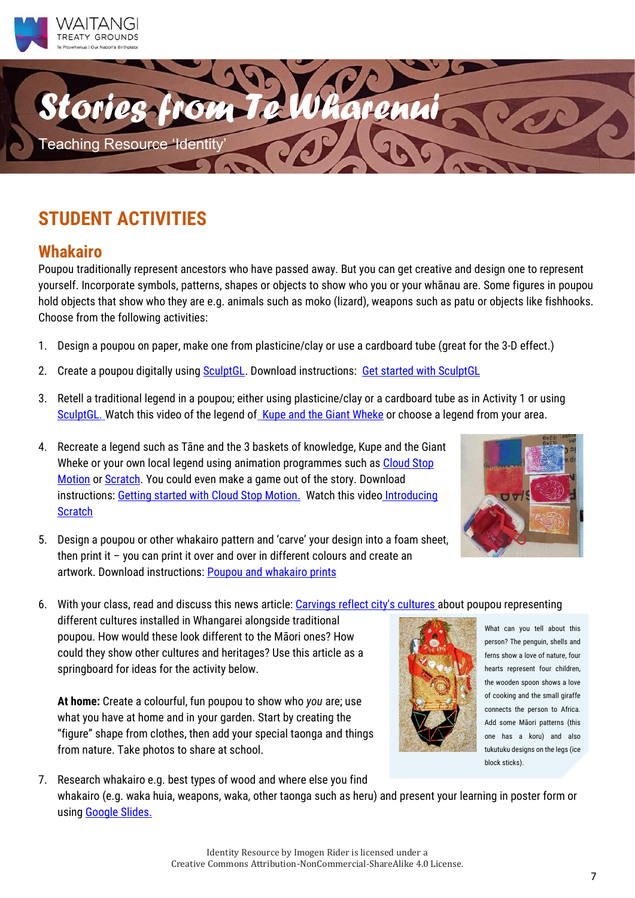# Stories from Te Wharenui

Teaching Resource 'Identity'

## STUDENT ACTIVITIES

### Whakairo

Poupou traditionally represent ancestors who have passed away. But you can get creative and design one to represent yourself. Incorporate symbols, patterns, shapes or objects to show who you or your whānau are. Some figures in poupou hold objects that show who they are e.g. animals such as moko (lizard), weapons such as patu or objects like fishhooks. Choose from the following activities:

1. Design a poupou on paper, make one from plasticine/clay or use a cardboard tube (great for the 3-D effect.)
2. Create a poupou digitally using SculptGL. Download instructions: Get started with SculptGL
3. Retell a traditional legend in a poupou; either using plasticine/clay or a cardboard tube as in Activity 1 or using SculptGL. Watch this video of the legend of Kupe and the Giant Wheke or choose a legend from your area.
4. Recreate a legend such as Tāne and the 3 baskets of knowledge, Kupe and the Giant Wheke or your own local legend using animation programmes such as Cloud Stop Motion or Scratch. You could even make a game out of the story. Download instructions: Getting started with Cloud Stop Motion. Watch this video Introducing Scratch
5. Design a poupou or other whakairo pattern and 'carve' your design into a foam sheet, then print it – you can print it over and over in different colours and create an artwork. Download instructions: Poupou and whakairo prints
6. With your class, read and discuss this news article: Carvings reflect city's cultures about poupou representing different cultures installed in Whangarei alongside traditional poupou. How would these look different to the Māori ones? How could they show other cultures and heritages? Use this article as a springboard for ideas for the activity below.

   **At home:** Create a colourful, fun poupou to show who *you* are; use what you have at home and in your garden. Start by creating the "figure" shape from clothes, then add your special taonga and things from nature. Take photos to share at school.

   What can you tell about this person? The penguin, shells and ferns show a love of nature, four hearts represent four children, the wooden spoon shows a love of cooking and the small giraffe connects the person to Africa. Add some Māori patterns (this one has a koru) and also tukutuku designs on the legs (ice block sticks).

7. Research whakairo e.g. best types of wood and where else you find whakairo (e.g. waka huia, weapons, waka, other taonga such as heru) and present your learning in poster form or using Google Slides.

Identity Resource by Imogen Rider is licensed under a Creative Commons Attribution-NonCommercial-ShareAlike 4.0 License.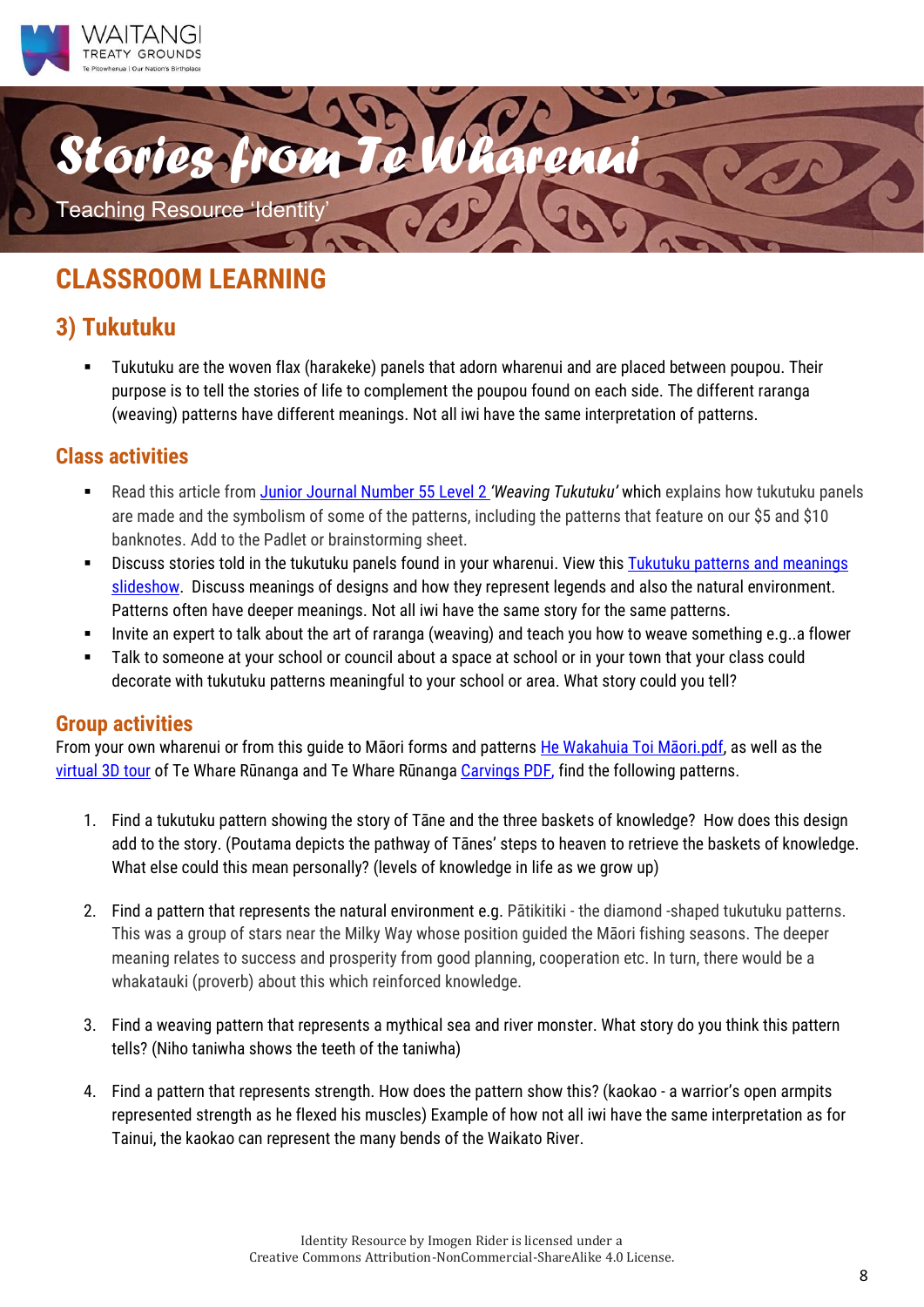# Stories from Te Wharenui

Teaching Resource 'Identity'

## CLASSROOM LEARNING

## 3) Tukutuku

- Tukutuku are the woven flax (harakeke) panels that adorn wharenui and are placed between poupou. Their purpose is to tell the stories of life to complement the poupou found on each side. The different raranga (weaving) patterns have different meanings. Not all iwi have the same interpretation of patterns.

### Class activities

- Read this article from Junior Journal Number 55 Level 2 *'Weaving Tukutuku'* which explains how tukutuku panels are made and the symbolism of some of the patterns, including the patterns that feature on our $5 and $10 banknotes. Add to the Padlet or brainstorming sheet.
- Discuss stories told in the tukutuku panels found in your wharenui. View this Tukutuku patterns and meanings slideshow. Discuss meanings of designs and how they represent legends and also the natural environment. Patterns often have deeper meanings. Not all iwi have the same story for the same patterns.
- Invite an expert to talk about the art of raranga (weaving) and teach you how to weave something e.g..a flower
- Talk to someone at your school or council about a space at school or in your town that your class could decorate with tukutuku patterns meaningful to your school or area. What story could you tell?

### Group activities

From your own wharenui or from this guide to Māori forms and patterns He Wakahuia Toi Māori.pdf, as well as the virtual 3D tour of Te Whare Rūnanga and Te Whare Rūnanga Carvings PDF, find the following patterns.

1. Find a tukutuku pattern showing the story of Tāne and the three baskets of knowledge? How does this design add to the story. (Poutama depicts the pathway of Tānes' steps to heaven to retrieve the baskets of knowledge. What else could this mean personally? (levels of knowledge in life as we grow up)

2. Find a pattern that represents the natural environment e.g. Pātikitiki - the diamond -shaped tukutuku patterns. This was a group of stars near the Milky Way whose position guided the Māori fishing seasons. The deeper meaning relates to success and prosperity from good planning, cooperation etc. In turn, there would be a whakatauki (proverb) about this which reinforced knowledge.

3. Find a weaving pattern that represents a mythical sea and river monster. What story do you think this pattern tells? (Niho taniwha shows the teeth of the taniwha)

4. Find a pattern that represents strength. How does the pattern show this? (kaokao - a warrior's open armpits represented strength as he flexed his muscles) Example of how not all iwi have the same interpretation as for Tainui, the kaokao can represent the many bends of the Waikato River.

Identity Resource by Imogen Rider is licensed under a Creative Commons Attribution-NonCommercial-ShareAlike 4.0 License.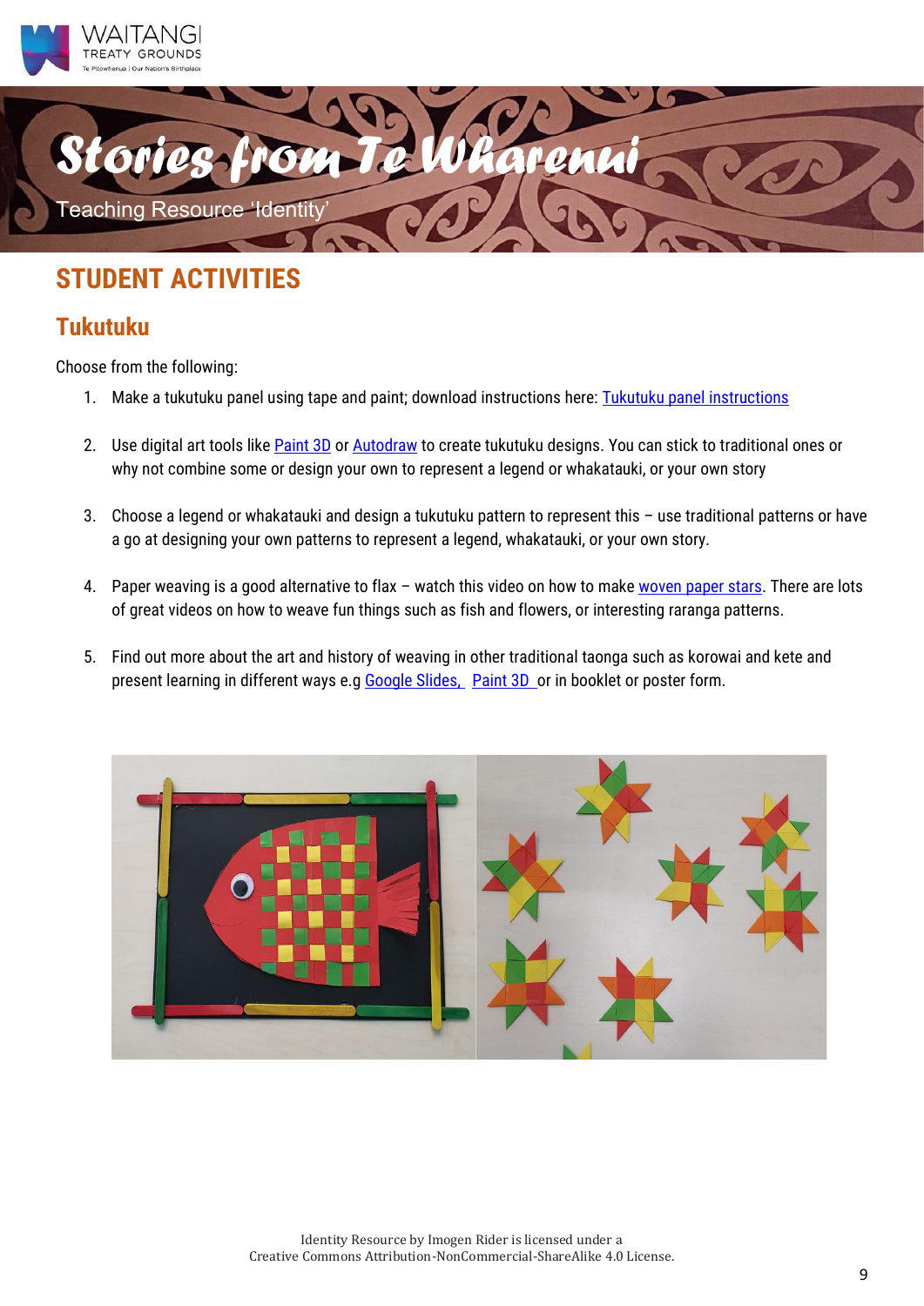# STUDENT ACTIVITIES

## Tukutuku

Choose from the following:

1. Make a tukutuku panel using tape and paint; download instructions here: Tukutuku panel instructions

2. Use digital art tools like Paint 3D or Autodraw to create tukutuku designs. You can stick to traditional ones or why not combine some or design your own to represent a legend or whakatauki, or your own story

3. Choose a legend or whakatauki and design a tukutuku pattern to represent this – use traditional patterns or have a go at designing your own patterns to represent a legend, whakatauki, or your own story.

4. Paper weaving is a good alternative to flax – watch this video on how to make woven paper stars. There are lots of great videos on how to weave fun things such as fish and flowers, or interesting raranga patterns.

5. Find out more about the art and history of weaving in other traditional taonga such as korowai and kete and present learning in different ways e.g Google Slides, Paint 3D or in booklet or poster form.

Identity Resource by Imogen Rider is licensed under a Creative Commons Attribution-NonCommercial-ShareAlike 4.0 License.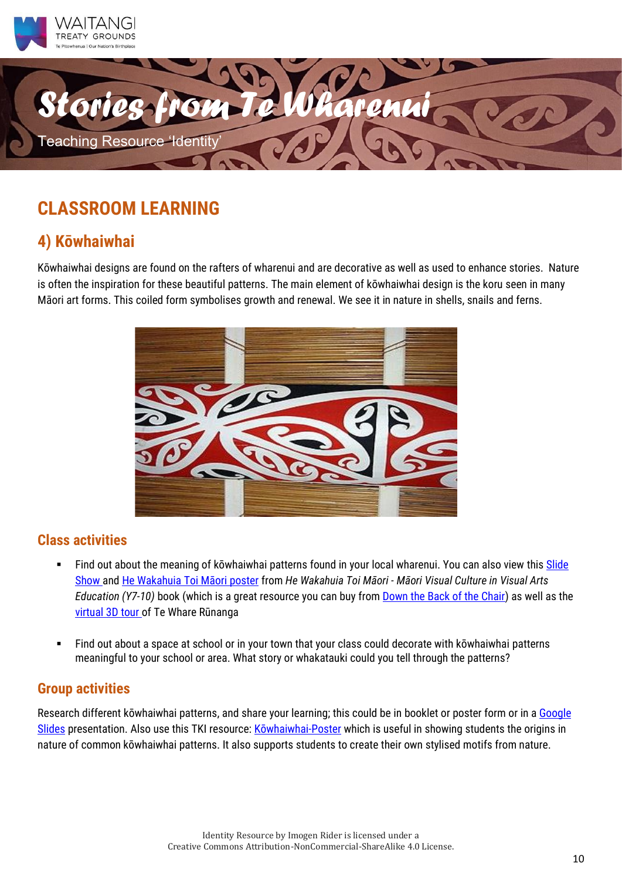# CLASSROOM LEARNING

## 4) Kōwhaiwhai

Kōwhaiwhai designs are found on the rafters of wharenui and are decorative as well as used to enhance stories. Nature is often the inspiration for these beautiful patterns. The main element of kōwhaiwhai design is the koru seen in many Māori art forms. This coiled form symbolises growth and renewal. We see it in nature in shells, snails and ferns.

### Class activities

- Find out about the meaning of kōwhaiwhai patterns found in your local wharenui. You can also view this Slide Show and He Wakahuia Toi Māori poster from *He Wakahuia Toi Māori - Māori Visual Culture in Visual Arts Education (Y7-10)* book (which is a great resource you can buy from Down the Back of the Chair) as well as the virtual 3D tour of Te Whare Rūnanga

- Find out about a space at school or in your town that your class could decorate with kōwhaiwhai patterns meaningful to your school or area. What story or whakatauki could you tell through the patterns?

### Group activities

Research different kōwhaiwhai patterns, and share your learning; this could be in booklet or poster form or in a Google Slides presentation. Also use this TKI resource: Kōwhaiwhai-Poster which is useful in showing students the origins in nature of common kōwhaiwhai patterns. It also supports students to create their own stylised motifs from nature.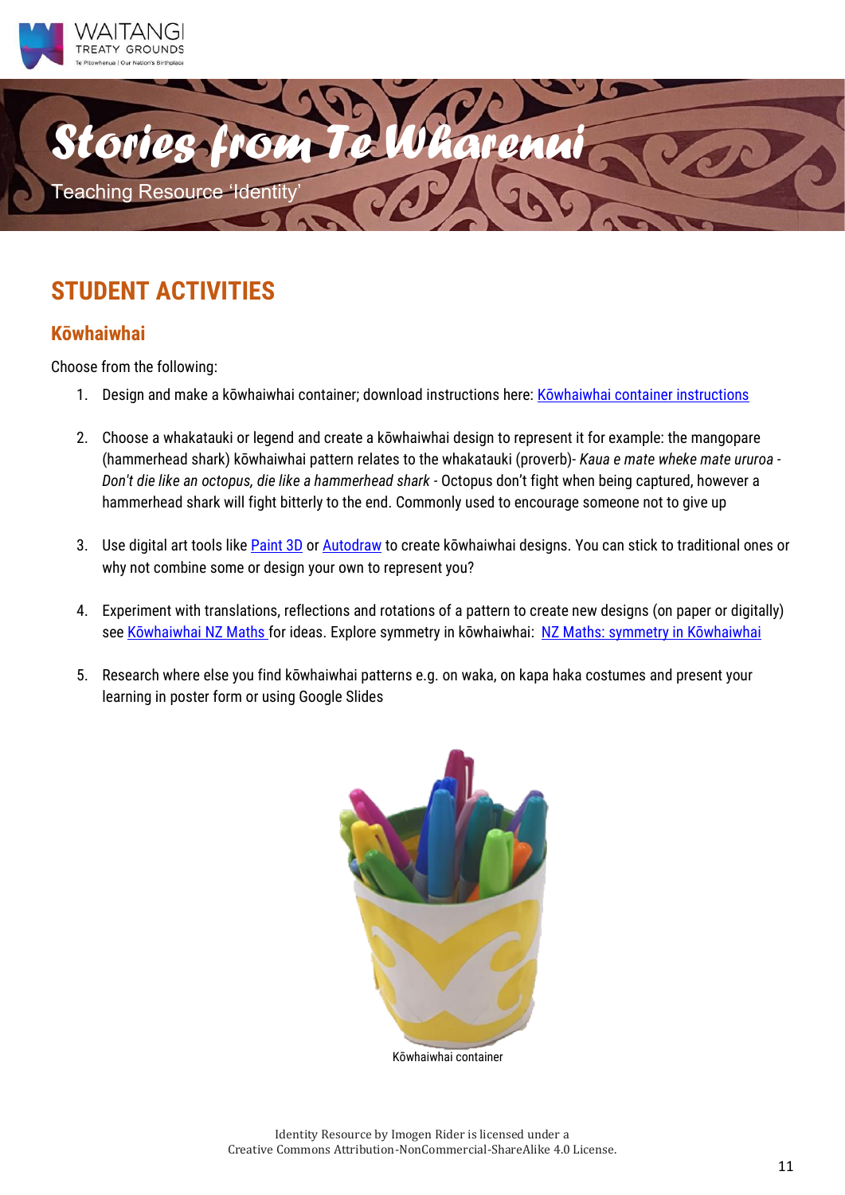## STUDENT ACTIVITIES

### Kōwhaiwhai

Choose from the following:

1. Design and make a kōwhaiwhai container; download instructions here: [Kōwhaiwhai container instructions]

2. Choose a whakatauki or legend and create a kōwhaiwhai design to represent it for example: the mangopare (hammerhead shark) kōwhaiwhai pattern relates to the whakatauki (proverb)- *Kaua e mate wheke mate ururoa - Don't die like an octopus, die like a hammerhead shark* - Octopus don't fight when being captured, however a hammerhead shark will fight bitterly to the end. Commonly used to encourage someone not to give up

3. Use digital art tools like [Paint 3D] or [Autodraw] to create kōwhaiwhai designs. You can stick to traditional ones or why not combine some or design your own to represent you?

4. Experiment with translations, reflections and rotations of a pattern to create new designs (on paper or digitally) see [Kōwhaiwhai NZ Maths] for ideas. Explore symmetry in kōwhaiwhai: [NZ Maths: symmetry in Kōwhaiwhai]

5. Research where else you find kōwhaiwhai patterns e.g. on waka, on kapa haka costumes and present your learning in poster form or using Google Slides

Kōwhaiwhai container

Identity Resource by Imogen Rider is licensed under a Creative Commons Attribution-NonCommercial-ShareAlike 4.0 License.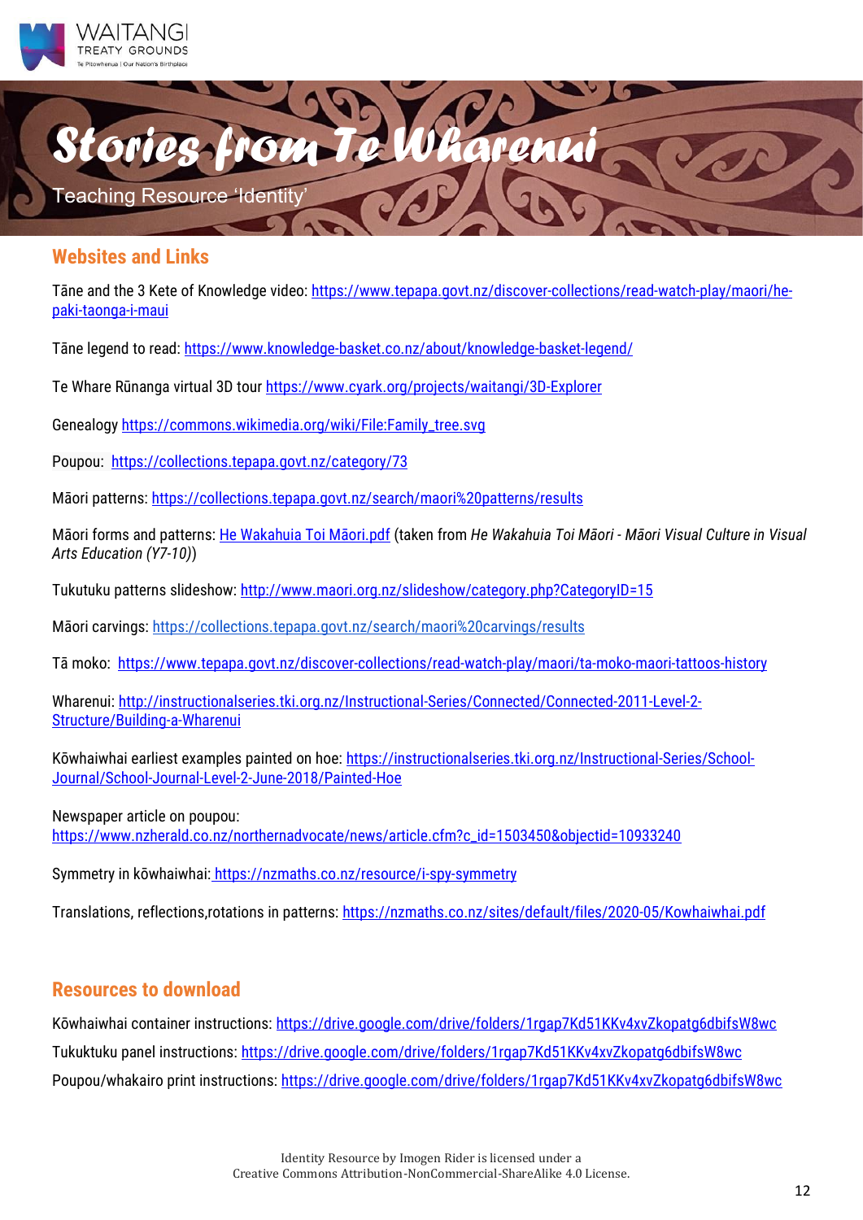# Stories from Te Wharenui

Teaching Resource 'Identity'

## Websites and Links

Tāne and the 3 Kete of Knowledge video: https://www.tepapa.govt.nz/discover-collections/read-watch-play/maori/he-paki-taonga-i-maui

Tāne legend to read: https://www.knowledge-basket.co.nz/about/knowledge-basket-legend/

Te Whare Rūnanga virtual 3D tour https://www.cyark.org/projects/waitangi/3D-Explorer

Genealogy https://commons.wikimedia.org/wiki/File:Family_tree.svg

Poupou: https://collections.tepapa.govt.nz/category/73

Māori patterns: https://collections.tepapa.govt.nz/search/maori%20patterns/results

Māori forms and patterns: He Wakahuia Toi Māori.pdf (taken from *He Wakahuia Toi Māori - Māori Visual Culture in Visual Arts Education (Y7-10)*)

Tukutuku patterns slideshow: http://www.maori.org.nz/slideshow/category.php?CategoryID=15

Māori carvings: https://collections.tepapa.govt.nz/search/maori%20carvings/results

Tā moko: https://www.tepapa.govt.nz/discover-collections/read-watch-play/maori/ta-moko-maori-tattoos-history

Wharenui: http://instructionalseries.tki.org.nz/Instructional-Series/Connected/Connected-2011-Level-2-Structure/Building-a-Wharenui

Kōwhaiwhai earliest examples painted on hoe: https://instructionalseries.tki.org.nz/Instructional-Series/School-Journal/School-Journal-Level-2-June-2018/Painted-Hoe

Newspaper article on poupou:
https://www.nzherald.co.nz/northernadvocate/news/article.cfm?c_id=1503450&objectid=10933240

Symmetry in kōwhaiwhai: https://nzmaths.co.nz/resource/i-spy-symmetry

Translations, reflections,rotations in patterns: https://nzmaths.co.nz/sites/default/files/2020-05/Kowhaiwhai.pdf

## Resources to download

Kōwhaiwhai container instructions: https://drive.google.com/drive/folders/1rgap7Kd51KKv4xvZkopatg6dbifsW8wc

Tukuktuku panel instructions: https://drive.google.com/drive/folders/1rgap7Kd51KKv4xvZkopatg6dbifsW8wc

Poupou/whakairo print instructions: https://drive.google.com/drive/folders/1rgap7Kd51KKv4xvZkopatg6dbifsW8wc

Identity Resource by Imogen Rider is licensed under a
Creative Commons Attribution-NonCommercial-ShareAlike 4.0 License.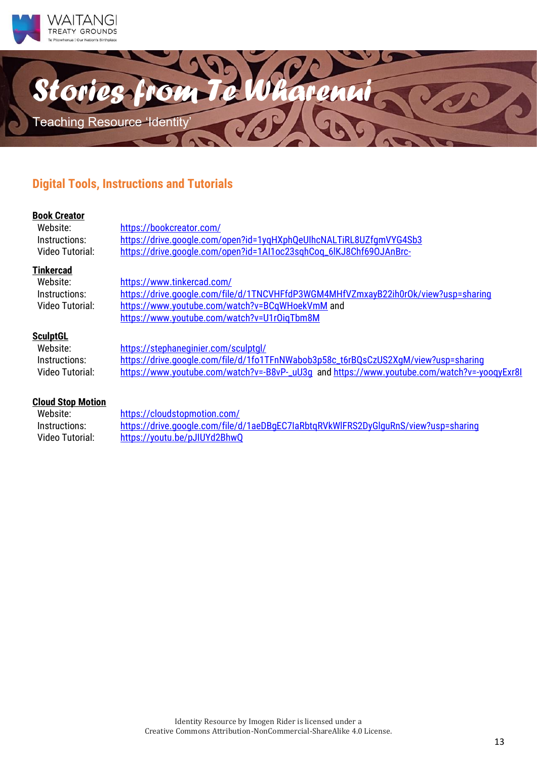# Stories from Te Wharenui

Teaching Resource 'Identity'

## Digital Tools, Instructions and Tutorials

**Book Creator**

Website: https://bookcreator.com/
Instructions: https://drive.google.com/open?id=1yqHXphQeUlhcNALTiRL8UZfgmVYG4Sb3
Video Tutorial: https://drive.google.com/open?id=1Al1oc23sqhCoq_6lKJ8Chf69OJAnBrc-

**Tinkercad**

Website: https://www.tinkercad.com/
Instructions: https://drive.google.com/file/d/1TNCVHFfdP3WGM4MHfVZmxayB22ih0rOk/view?usp=sharing
Video Tutorial: https://www.youtube.com/watch?v=BCqWHoekVmM and https://www.youtube.com/watch?v=U1rOiqTbm8M

**SculptGL**

Website: https://stephaneginier.com/sculptgl/
Instructions: https://drive.google.com/file/d/1fo1TFnNWabob3p58c_t6rBQsCzUS2XgM/view?usp=sharing
Video Tutorial: https://www.youtube.com/watch?v=-B8vP-_uU3g and https://www.youtube.com/watch?v=-yooqyExr8I

**Cloud Stop Motion**

Website: https://cloudstopmotion.com/
Instructions: https://drive.google.com/file/d/1aeDBgEC7IaRbtqRVkWlFRS2DyGlguRnS/view?usp=sharing
Video Tutorial: https://youtu.be/pJlUYd2BhwQ

Identity Resource by Imogen Rider is licensed under a
Creative Commons Attribution-NonCommercial-ShareAlike 4.0 License.